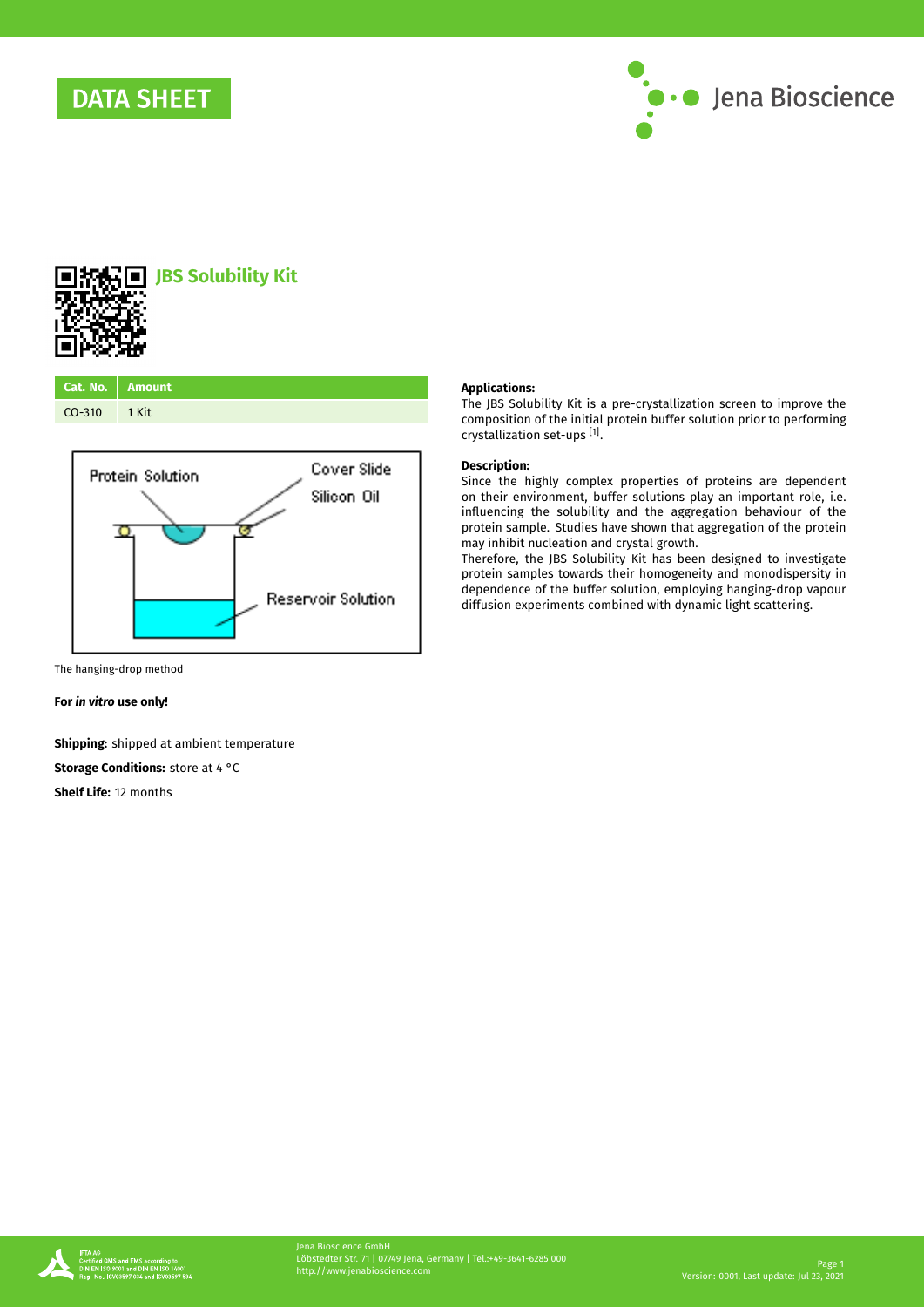# DATA SHEET

Jena Bioscience

## JBS Solubility Kit

| Cat. No. | Amount |
|---|---|
| CO-310 | 1 Kit |

The hanging-drop method

**For *in vitro* use only!**

**Shipping:** shipped at ambient temperature

**Storage Conditions:** store at 4 °C

**Shelf Life:** 12 months

**Applications:**
The JBS Solubility Kit is a pre-crystallization screen to improve the composition of the initial protein buffer solution prior to performing crystallization set-ups [1].

**Description:**
Since the highly complex properties of proteins are dependent on their environment, buffer solutions play an important role, i.e. influencing the solubility and the aggregation behaviour of the protein sample. Studies have shown that aggregation of the protein may inhibit nucleation and crystal growth.
Therefore, the JBS Solubility Kit has been designed to investigate protein samples towards their homogeneity and monodispersity in dependence of the buffer solution, employing hanging-drop vapour diffusion experiments combined with dynamic light scattering.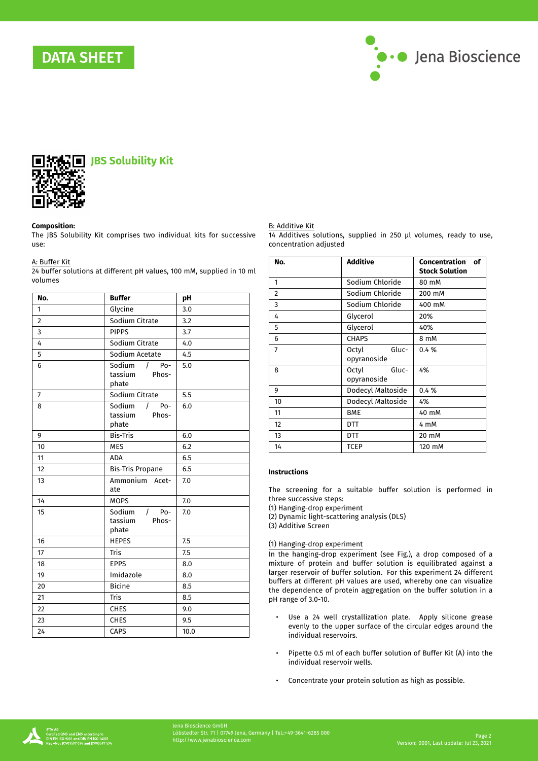# DATA SHEET

## JBS Solubility Kit

**Composition:**

The JBS Solubility Kit comprises two individual kits for successive use:

A: Buffer Kit

24 buffer solutions at different pH values, 100 mM, supplied in 10 ml volumes

| No. | Buffer | pH |
|---|---|---|
| 1 | Glycine | 3.0 |
| 2 | Sodium Citrate | 3.2 |
| 3 | PIPPS | 3.7 |
| 4 | Sodium Citrate | 4.0 |
| 5 | Sodium Acetate | 4.5 |
| 6 | Sodium / Potassium Phosphate | 5.0 |
| 7 | Sodium Citrate | 5.5 |
| 8 | Sodium / Potassium Phosphate | 6.0 |
| 9 | Bis-Tris | 6.0 |
| 10 | MES | 6.2 |
| 11 | ADA | 6.5 |
| 12 | Bis-Tris Propane | 6.5 |
| 13 | Ammonium Acetate | 7.0 |
| 14 | MOPS | 7.0 |
| 15 | Sodium / Potassium Phosphate | 7.0 |
| 16 | HEPES | 7.5 |
| 17 | Tris | 7.5 |
| 18 | EPPS | 8.0 |
| 19 | Imidazole | 8.0 |
| 20 | Bicine | 8.5 |
| 21 | Tris | 8.5 |
| 22 | CHES | 9.0 |
| 23 | CHES | 9.5 |
| 24 | CAPS | 10.0 |

B: Additive Kit

14 Additives solutions, supplied in 250 µl volumes, ready to use, concentration adjusted

| No. | Additive | Concentration of Stock Solution |
|---|---|---|
| 1 | Sodium Chloride | 80 mM |
| 2 | Sodium Chloride | 200 mM |
| 3 | Sodium Chloride | 400 mM |
| 4 | Glycerol | 20% |
| 5 | Glycerol | 40% |
| 6 | CHAPS | 8 mM |
| 7 | Octyl Glucopyranoside | 0.4 % |
| 8 | Octyl Glucopyranoside | 4% |
| 9 | Dodecyl Maltoside | 0.4 % |
| 10 | Dodecyl Maltoside | 4% |
| 11 | BME | 40 mM |
| 12 | DTT | 4 mM |
| 13 | DTT | 20 mM |
| 14 | TCEP | 120 mM |

**Instructions**

The screening for a suitable buffer solution is performed in three successive steps:
(1) Hanging-drop experiment
(2) Dynamic light-scattering analysis (DLS)
(3) Additive Screen

(1) Hanging-drop experiment

In the hanging-drop experiment (see Fig.), a drop composed of a mixture of protein and buffer solution is equilibrated against a larger reservoir of buffer solution. For this experiment 24 different buffers at different pH values are used, whereby one can visualize the dependence of protein aggregation on the buffer solution in a pH range of 3.0-10.

- Use a 24 well crystallization plate. Apply silicone grease evenly to the upper surface of the circular edges around the individual reservoirs.
- Pipette 0.5 ml of each buffer solution of Buffer Kit (A) into the individual reservoir wells.
- Concentrate your protein solution as high as possible.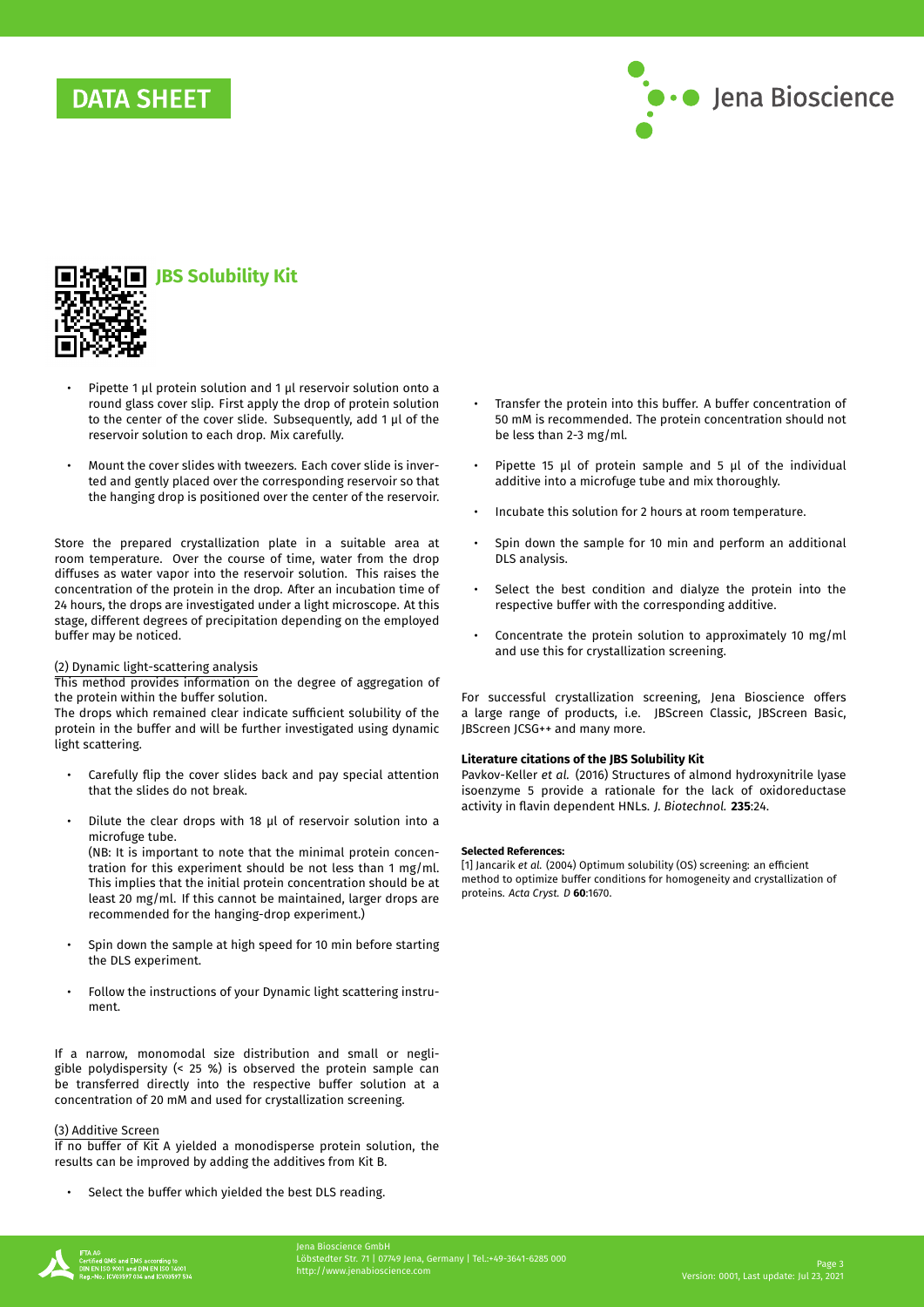## JBS Solubility Kit

- Pipette 1 µl protein solution and 1 µl reservoir solution onto a round glass cover slip. First apply the drop of protein solution to the center of the cover slide. Subsequently, add 1 µl of the reservoir solution to each drop. Mix carefully.
- Mount the cover slides with tweezers. Each cover slide is inverted and gently placed over the corresponding reservoir so that the hanging drop is positioned over the center of the reservoir.

Store the prepared crystallization plate in a suitable area at room temperature. Over the course of time, water from the drop diffuses as water vapor into the reservoir solution. This raises the concentration of the protein in the drop. After an incubation time of 24 hours, the drops are investigated under a light microscope. At this stage, different degrees of precipitation depending on the employed buffer may be noticed.

(2) Dynamic light-scattering analysis

This method provides information on the degree of aggregation of the protein within the buffer solution.

The drops which remained clear indicate sufficient solubility of the protein in the buffer and will be further investigated using dynamic light scattering.

- Carefully flip the cover slides back and pay special attention that the slides do not break.
- Dilute the clear drops with 18 µl of reservoir solution into a microfuge tube.
  (NB: It is important to note that the minimal protein concentration for this experiment should be not less than 1 mg/ml. This implies that the initial protein concentration should be at least 20 mg/ml. If this cannot be maintained, larger drops are recommended for the hanging-drop experiment.)
- Spin down the sample at high speed for 10 min before starting the DLS experiment.
- Follow the instructions of your Dynamic light scattering instrument.

If a narrow, monomodal size distribution and small or negligible polydispersity (< 25 %) is observed the protein sample can be transferred directly into the respective buffer solution at a concentration of 20 mM and used for crystallization screening.

(3) Additive Screen

If no buffer of Kit A yielded a monodisperse protein solution, the results can be improved by adding the additives from Kit B.

- Select the buffer which yielded the best DLS reading.
- Transfer the protein into this buffer. A buffer concentration of 50 mM is recommended. The protein concentration should not be less than 2-3 mg/ml.
- Pipette 15 µl of protein sample and 5 µl of the individual additive into a microfuge tube and mix thoroughly.
- Incubate this solution for 2 hours at room temperature.
- Spin down the sample for 10 min and perform an additional DLS analysis.
- Select the best condition and dialyze the protein into the respective buffer with the corresponding additive.
- Concentrate the protein solution to approximately 10 mg/ml and use this for crystallization screening.

For successful crystallization screening, Jena Bioscience offers a large range of products, i.e. JBScreen Classic, JBScreen Basic, JBScreen JCSG++ and many more.

**Literature citations of the JBS Solubility Kit**

Pavkov-Keller *et al.* (2016) Structures of almond hydroxynitrile lyase isoenzyme 5 provide a rationale for the lack of oxidoreductase activity in flavin dependent HNLs. *J. Biotechnol.* **235**:24.

**Selected References:**

[1] Jancarik *et al.* (2004) Optimum solubility (OS) screening: an efficient method to optimize buffer conditions for homogeneity and crystallization of proteins. *Acta Cryst. D* **60**:1670.